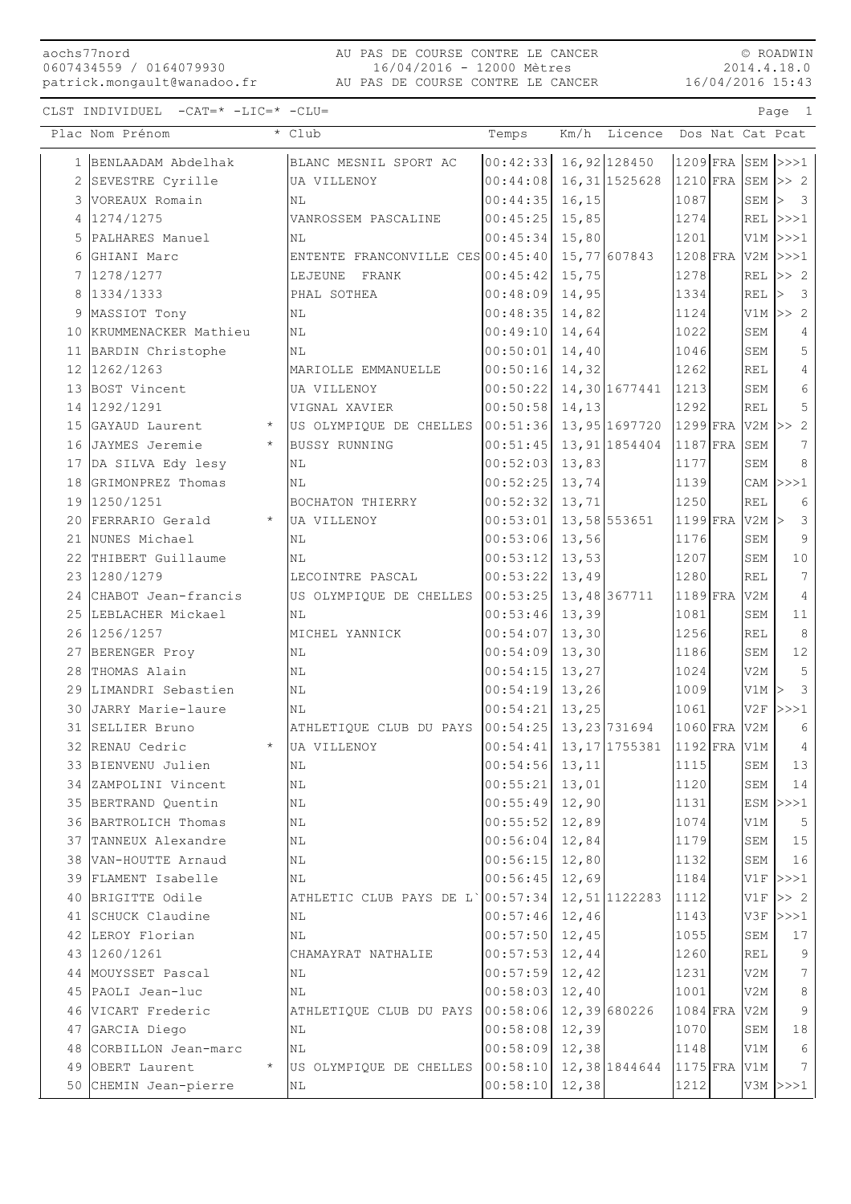AU PAS DE COURSE CONTRE LE CANCER
16/04/2016 - 12000 Mètres
AU PAS DE COURSE CONTRE LE CANCER

aochs77nord
0607434559 / 0164079930
patrick.mongault@wanadoo.fr

© ROADWIN
2014.4.18.0
16/04/2016 15:43

CLST INDIVIDUEL -CAT=* -LIC=* -CLU=

| Plac | Nom Prénom | * | Club | Temps | Km/h | Licence | Dos | Nat | Cat | Pcat |
|---|---|---|---|---|---|---|---|---|---|---|
| 1 | BENLAADAM Abdelhak | | BLANC MESNIL SPORT AC | 00:42:33 | 16,92 | 128450 | 1209 | FRA | SEM | >>>1 |
| 2 | SEVESTRE Cyrille | | UA VILLENOY | 00:44:08 | 16,31 | 1525628 | 1210 | FRA | SEM | >> 2 |
| 3 | VOREAUX Romain | | NL | 00:44:35 | 16,15 | | 1087 | | SEM | > 3 |
| 4 | 1274/1275 | | VANROSSEM PASCALINE | 00:45:25 | 15,85 | | 1274 | | REL | >>>1 |
| 5 | PALHARES Manuel | | NL | 00:45:34 | 15,80 | | 1201 | | V1M | >>>1 |
| 6 | GHIANI Marc | | ENTENTE FRANCONVILLE CES | 00:45:40 | 15,77 | 607843 | 1208 | FRA | V2M | >>>1 |
| 7 | 1278/1277 | | LEJEUNE FRANK | 00:45:42 | 15,75 | | 1278 | | REL | >> 2 |
| 8 | 1334/1333 | | PHAL SOTHEA | 00:48:09 | 14,95 | | 1334 | | REL | > 3 |
| 9 | MASSIOT Tony | | NL | 00:48:35 | 14,82 | | 1124 | | V1M | >> 2 |
| 10 | KRUMMENACKER Mathieu | | NL | 00:49:10 | 14,64 | | 1022 | | SEM | 4 |
| 11 | BARDIN Christophe | | NL | 00:50:01 | 14,40 | | 1046 | | SEM | 5 |
| 12 | 1262/1263 | | MARIOLLE EMMANUELLE | 00:50:16 | 14,32 | | 1262 | | REL | 4 |
| 13 | BOST Vincent | | UA VILLENOY | 00:50:22 | 14,30 | 1677441 | 1213 | | SEM | 6 |
| 14 | 1292/1291 | | VIGNAL XAVIER | 00:50:58 | 14,13 | | 1292 | | REL | 5 |
| 15 | GAYAUD Laurent | * | US OLYMPIQUE DE CHELLES | 00:51:36 | 13,95 | 1697720 | 1299 | FRA | V2M | >> 2 |
| 16 | JAYMES Jeremie | * | BUSSY RUNNING | 00:51:45 | 13,91 | 1854404 | 1187 | FRA | SEM | 7 |
| 17 | DA SILVA Edy lesy | | NL | 00:52:03 | 13,83 | | 1177 | | SEM | 8 |
| 18 | GRIMONPREZ Thomas | | NL | 00:52:25 | 13,74 | | 1139 | | CAM | >>>1 |
| 19 | 1250/1251 | | BOCHATON THIERRY | 00:52:32 | 13,71 | | 1250 | | REL | 6 |
| 20 | FERRARIO Gerald | * | UA VILLENOY | 00:53:01 | 13,58 | 553651 | 1199 | FRA | V2M | > 3 |
| 21 | NUNES Michael | | NL | 00:53:06 | 13,56 | | 1176 | | SEM | 9 |
| 22 | THIBERT Guillaume | | NL | 00:53:12 | 13,53 | | 1207 | | SEM | 10 |
| 23 | 1280/1279 | | LECOINTRE PASCAL | 00:53:22 | 13,49 | | 1280 | | REL | 7 |
| 24 | CHABOT Jean-francis | | US OLYMPIQUE DE CHELLES | 00:53:25 | 13,48 | 367711 | 1189 | FRA | V2M | 4 |
| 25 | LEBLACHER Mickael | | NL | 00:53:46 | 13,39 | | 1081 | | SEM | 11 |
| 26 | 1256/1257 | | MICHEL YANNICK | 00:54:07 | 13,30 | | 1256 | | REL | 8 |
| 27 | BERENGER Proy | | NL | 00:54:09 | 13,30 | | 1186 | | SEM | 12 |
| 28 | THOMAS Alain | | NL | 00:54:15 | 13,27 | | 1024 | | V2M | 5 |
| 29 | LIMANDRI Sebastien | | NL | 00:54:19 | 13,26 | | 1009 | | V1M | > 3 |
| 30 | JARRY Marie-laure | | NL | 00:54:21 | 13,25 | | 1061 | | V2F | >>>1 |
| 31 | SELLIER Bruno | | ATHLETIQUE CLUB DU PAYS | 00:54:25 | 13,23 | 731694 | 1060 | FRA | V2M | 6 |
| 32 | RENAU Cedric | * | UA VILLENOY | 00:54:41 | 13,17 | 1755381 | 1192 | FRA | V1M | 4 |
| 33 | BIENVENU Julien | | NL | 00:54:56 | 13,11 | | 1115 | | SEM | 13 |
| 34 | ZAMPOLINI Vincent | | NL | 00:55:21 | 13,01 | | 1120 | | SEM | 14 |
| 35 | BERTRAND Quentin | | NL | 00:55:49 | 12,90 | | 1131 | | ESM | >>>1 |
| 36 | BARTROLICH Thomas | | NL | 00:55:52 | 12,89 | | 1074 | | V1M | 5 |
| 37 | TANNEUX Alexandre | | NL | 00:56:04 | 12,84 | | 1179 | | SEM | 15 |
| 38 | VAN-HOUTTE Arnaud | | NL | 00:56:15 | 12,80 | | 1132 | | SEM | 16 |
| 39 | FLAMENT Isabelle | | NL | 00:56:45 | 12,69 | | 1184 | | V1F | >>>1 |
| 40 | BRIGITTE Odile | | ATHLETIC CLUB PAYS DE L` | 00:57:34 | 12,51 | 1122283 | 1112 | | V1F | >> 2 |
| 41 | SCHUCK Claudine | | NL | 00:57:46 | 12,46 | | 1143 | | V3F | >>>1 |
| 42 | LEROY Florian | | NL | 00:57:50 | 12,45 | | 1055 | | SEM | 17 |
| 43 | 1260/1261 | | CHAMAYRAT NATHALIE | 00:57:53 | 12,44 | | 1260 | | REL | 9 |
| 44 | MOUYSSET Pascal | | NL | 00:57:59 | 12,42 | | 1231 | | V2M | 7 |
| 45 | PAOLI Jean-luc | | NL | 00:58:03 | 12,40 | | 1001 | | V2M | 8 |
| 46 | VICART Frederic | | ATHLETIQUE CLUB DU PAYS | 00:58:06 | 12,39 | 680226 | 1084 | FRA | V2M | 9 |
| 47 | GARCIA Diego | | NL | 00:58:08 | 12,39 | | 1070 | | SEM | 18 |
| 48 | CORBILLON Jean-marc | | NL | 00:58:09 | 12,38 | | 1148 | | V1M | 6 |
| 49 | OBERT Laurent | * | US OLYMPIQUE DE CHELLES | 00:58:10 | 12,38 | 1844644 | 1175 | FRA | V1M | 7 |
| 50 | CHEMIN Jean-pierre | | NL | 00:58:10 | 12,38 | | 1212 | | V3M | >>>1 |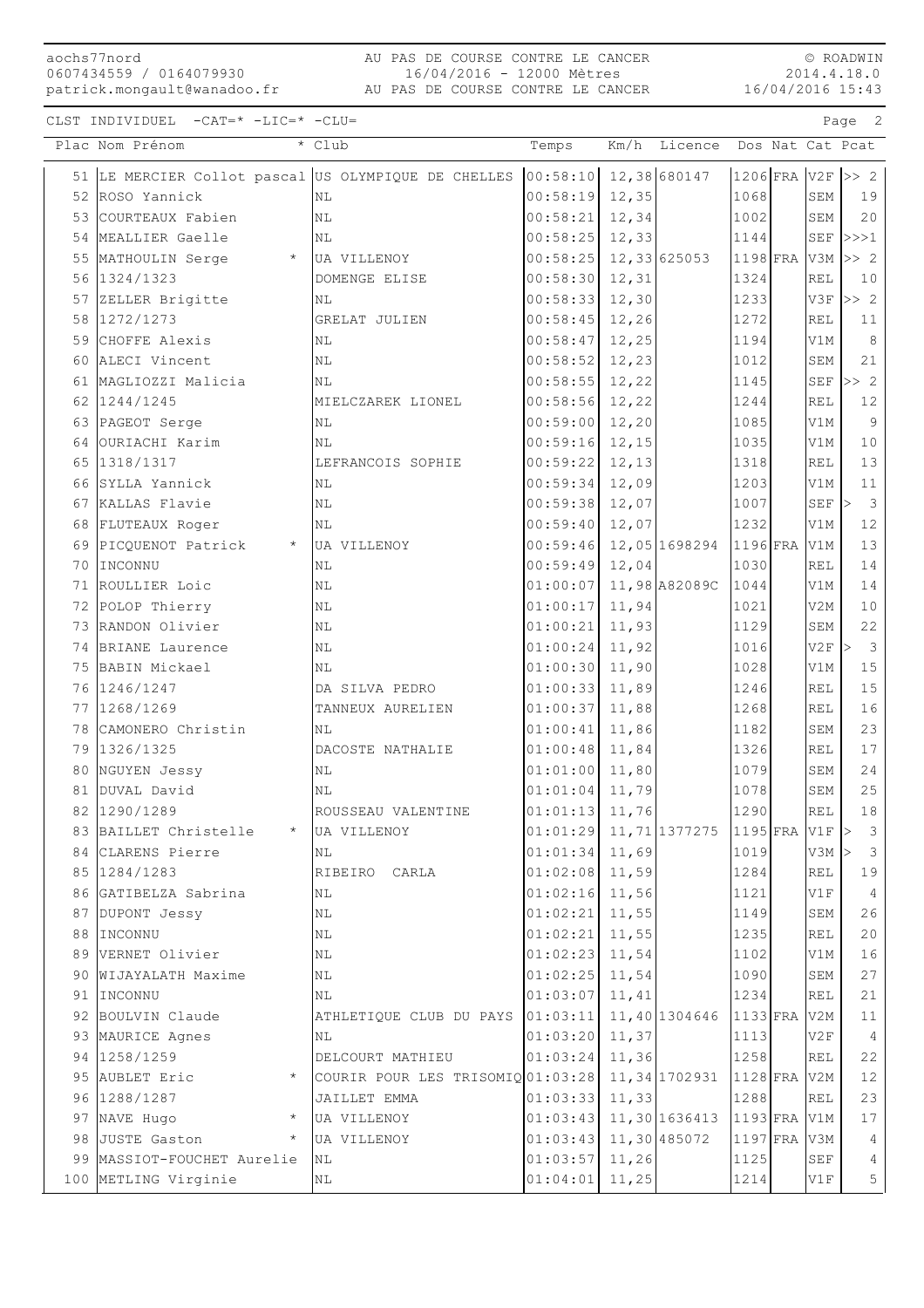CLST INDIVIDUEL -CAT=* -LIC=* -CLU=

| Plac | Nom Prénom | * | Club | Temps | Km/h | Licence | Dos | Nat | Cat | Pcat |
|---|---|---|---|---|---|---|---|---|---|---|
| 51 | LE MERCIER Collot pascal | | US OLYMPIQUE DE CHELLES | 00:58:10 | 12,38 | 680147 | 1206 | FRA | V2F | >> 2 |
| 52 | ROSO Yannick | | NL | 00:58:19 | 12,35 | | 1068 | | SEM | 19 |
| 53 | COURTEAUX Fabien | | NL | 00:58:21 | 12,34 | | 1002 | | SEM | 20 |
| 54 | MEALLIER Gaelle | | NL | 00:58:25 | 12,33 | | 1144 | | SEF | >>>1 |
| 55 | MATHOULIN Serge | * | UA VILLENOY | 00:58:25 | 12,33 | 625053 | 1198 | FRA | V3M | >> 2 |
| 56 | 1324/1323 | | DOMENGE ELISE | 00:58:30 | 12,31 | | 1324 | | REL | 10 |
| 57 | ZELLER Brigitte | | NL | 00:58:33 | 12,30 | | 1233 | | V3F | >> 2 |
| 58 | 1272/1273 | | GRELAT JULIEN | 00:58:45 | 12,26 | | 1272 | | REL | 11 |
| 59 | CHOFFE Alexis | | NL | 00:58:47 | 12,25 | | 1194 | | V1M | 8 |
| 60 | ALECI Vincent | | NL | 00:58:52 | 12,23 | | 1012 | | SEM | 21 |
| 61 | MAGLIOZZI Malicia | | NL | 00:58:55 | 12,22 | | 1145 | | SEF | >> 2 |
| 62 | 1244/1245 | | MIELCZAREK LIONEL | 00:58:56 | 12,22 | | 1244 | | REL | 12 |
| 63 | PAGEOT Serge | | NL | 00:59:00 | 12,20 | | 1085 | | V1M | 9 |
| 64 | OURIACHI Karim | | NL | 00:59:16 | 12,15 | | 1035 | | V1M | 10 |
| 65 | 1318/1317 | | LEFRANCOIS SOPHIE | 00:59:22 | 12,13 | | 1318 | | REL | 13 |
| 66 | SYLLA Yannick | | NL | 00:59:34 | 12,09 | | 1203 | | V1M | 11 |
| 67 | KALLAS Flavie | | NL | 00:59:38 | 12,07 | | 1007 | | SEF | > 3 |
| 68 | FLUTEAUX Roger | | NL | 00:59:40 | 12,07 | | 1232 | | V1M | 12 |
| 69 | PICQUENOT Patrick | * | UA VILLENOY | 00:59:46 | 12,05 | 1698294 | 1196 | FRA | V1M | 13 |
| 70 | INCONNU | | NL | 00:59:49 | 12,04 | | 1030 | | REL | 14 |
| 71 | ROULLIER Loic | | NL | 01:00:07 | 11,98 | A82089C | 1044 | | V1M | 14 |
| 72 | POLOP Thierry | | NL | 01:00:17 | 11,94 | | 1021 | | V2M | 10 |
| 73 | RANDON Olivier | | NL | 01:00:21 | 11,93 | | 1129 | | SEM | 22 |
| 74 | BRIANE Laurence | | NL | 01:00:24 | 11,92 | | 1016 | | V2F | > 3 |
| 75 | BABIN Mickael | | NL | 01:00:30 | 11,90 | | 1028 | | V1M | 15 |
| 76 | 1246/1247 | | DA SILVA PEDRO | 01:00:33 | 11,89 | | 1246 | | REL | 15 |
| 77 | 1268/1269 | | TANNEUX AURELIEN | 01:00:37 | 11,88 | | 1268 | | REL | 16 |
| 78 | CAMONERO Christin | | NL | 01:00:41 | 11,86 | | 1182 | | SEM | 23 |
| 79 | 1326/1325 | | DACOSTE NATHALIE | 01:00:48 | 11,84 | | 1326 | | REL | 17 |
| 80 | NGUYEN Jessy | | NL | 01:01:00 | 11,80 | | 1079 | | SEM | 24 |
| 81 | DUVAL David | | NL | 01:01:04 | 11,79 | | 1078 | | SEM | 25 |
| 82 | 1290/1289 | | ROUSSEAU VALENTINE | 01:01:13 | 11,76 | | 1290 | | REL | 18 |
| 83 | BAILLET Christelle | * | UA VILLENOY | 01:01:29 | 11,71 | 1377275 | 1195 | FRA | V1F | > 3 |
| 84 | CLARENS Pierre | | NL | 01:01:34 | 11,69 | | 1019 | | V3M | > 3 |
| 85 | 1284/1283 | | RIBEIRO CARLA | 01:02:08 | 11,59 | | 1284 | | REL | 19 |
| 86 | GATIBELZA Sabrina | | NL | 01:02:16 | 11,56 | | 1121 | | V1F | 4 |
| 87 | DUPONT Jessy | | NL | 01:02:21 | 11,55 | | 1149 | | SEM | 26 |
| 88 | INCONNU | | NL | 01:02:21 | 11,55 | | 1235 | | REL | 20 |
| 89 | VERNET Olivier | | NL | 01:02:23 | 11,54 | | 1102 | | V1M | 16 |
| 90 | WIJAYALATH Maxime | | NL | 01:02:25 | 11,54 | | 1090 | | SEM | 27 |
| 91 | INCONNU | | NL | 01:03:07 | 11,41 | | 1234 | | REL | 21 |
| 92 | BOULVIN Claude | | ATHLETIQUE CLUB DU PAYS | 01:03:11 | 11,40 | 1304646 | 1133 | FRA | V2M | 11 |
| 93 | MAURICE Agnes | | NL | 01:03:20 | 11,37 | | 1113 | | V2F | 4 |
| 94 | 1258/1259 | | DELCOURT MATHIEU | 01:03:24 | 11,36 | | 1258 | | REL | 22 |
| 95 | AUBLET Eric | * | COURIR POUR LES TRISOMIQ | 01:03:28 | 11,34 | 1702931 | 1128 | FRA | V2M | 12 |
| 96 | 1288/1287 | | JAILLET EMMA | 01:03:33 | 11,33 | | 1288 | | REL | 23 |
| 97 | NAVE Hugo | * | UA VILLENOY | 01:03:43 | 11,30 | 1636413 | 1193 | FRA | V1M | 17 |
| 98 | JUSTE Gaston | * | UA VILLENOY | 01:03:43 | 11,30 | 485072 | 1197 | FRA | V3M | 4 |
| 99 | MASSIOT-FOUCHET Aurelie | | NL | 01:03:57 | 11,26 | | 1125 | | SEF | 4 |
| 100 | METLING Virginie | | NL | 01:04:01 | 11,25 | | 1214 | | V1F | 5 |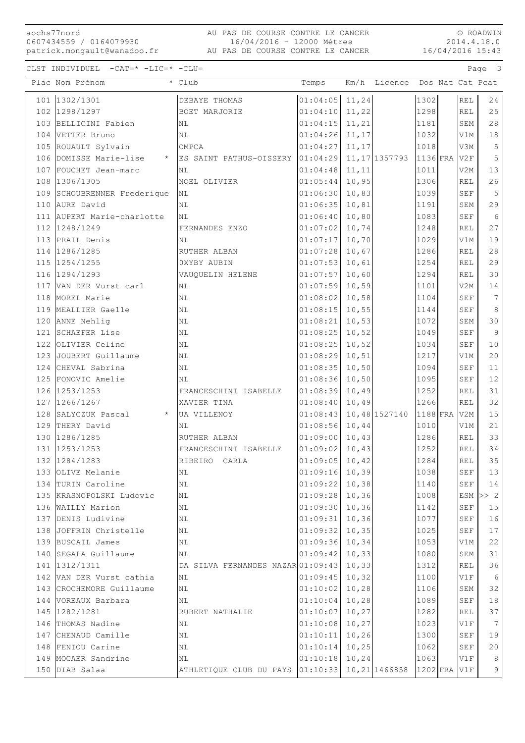CLST INDIVIDUEL -CAT=* -LIC=* -CLU=

| Plac | Nom Prénom | * | Club | Temps | Km/h | Licence | Dos | Nat | Cat | Pcat |
|---|---|---|---|---|---|---|---|---|---|---|
| 101 | 1302/1301 | | DEBAYE THOMAS | 01:04:05 | 11,24 | | 1302 | | REL | 24 |
| 102 | 1298/1297 | | BOET MARJORIE | 01:04:10 | 11,22 | | 1298 | | REL | 25 |
| 103 | BELLICINI Fabien | | NL | 01:04:15 | 11,21 | | 1181 | | SEM | 28 |
| 104 | VETTER Bruno | | NL | 01:04:26 | 11,17 | | 1032 | | V1M | 18 |
| 105 | ROUAULT Sylvain | | OMPCA | 01:04:27 | 11,17 | | 1018 | | V3M | 5 |
| 106 | DOMISSE Marie-lise | * | ES SAINT PATHUS-OISSERY | 01:04:29 | 11,17 | 1357793 | 1136 | FRA | V2F | 5 |
| 107 | FOUCHET Jean-marc | | NL | 01:04:48 | 11,11 | | 1011 | | V2M | 13 |
| 108 | 1306/1305 | | NOEL OLIVIER | 01:05:44 | 10,95 | | 1306 | | REL | 26 |
| 109 | SCHOUBRENNER Frederique | | NL | 01:06:30 | 10,83 | | 1039 | | SEF | 5 |
| 110 | AURE David | | NL | 01:06:35 | 10,81 | | 1191 | | SEM | 29 |
| 111 | AUPERT Marie-charlotte | | NL | 01:06:40 | 10,80 | | 1083 | | SEF | 6 |
| 112 | 1248/1249 | | FERNANDES ENZO | 01:07:02 | 10,74 | | 1248 | | REL | 27 |
| 113 | PRAIL Denis | | NL | 01:07:17 | 10,70 | | 1029 | | V1M | 19 |
| 114 | 1286/1285 | | RUTHER ALBAN | 01:07:28 | 10,67 | | 1286 | | REL | 28 |
| 115 | 1254/1255 | | 0XYBY AUBIN | 01:07:53 | 10,61 | | 1254 | | REL | 29 |
| 116 | 1294/1293 | | VAUQUELIN HELENE | 01:07:57 | 10,60 | | 1294 | | REL | 30 |
| 117 | VAN DER Vurst carl | | NL | 01:07:59 | 10,59 | | 1101 | | V2M | 14 |
| 118 | MOREL Marie | | NL | 01:08:02 | 10,58 | | 1104 | | SEF | 7 |
| 119 | MEALLIER Gaelle | | NL | 01:08:15 | 10,55 | | 1144 | | SEF | 8 |
| 120 | ANNE Nehlig | | NL | 01:08:21 | 10,53 | | 1072 | | SEM | 30 |
| 121 | SCHAEFER Lise | | NL | 01:08:25 | 10,52 | | 1049 | | SEF | 9 |
| 122 | OLIVIER Celine | | NL | 01:08:25 | 10,52 | | 1034 | | SEF | 10 |
| 123 | JOUBERT Guillaume | | NL | 01:08:29 | 10,51 | | 1217 | | V1M | 20 |
| 124 | CHEVAL Sabrina | | NL | 01:08:35 | 10,50 | | 1094 | | SEF | 11 |
| 125 | FONOVIC Amelie | | NL | 01:08:36 | 10,50 | | 1095 | | SEF | 12 |
| 126 | 1253/1253 | | FRANCESCHINI ISABELLE | 01:08:39 | 10,49 | | 1252 | | REL | 31 |
| 127 | 1266/1267 | | XAVIER TINA | 01:08:40 | 10,49 | | 1266 | | REL | 32 |
| 128 | SALYCZUK Pascal | * | UA VILLENOY | 01:08:43 | 10,48 | 1527140 | 1188 | FRA | V2M | 15 |
| 129 | THERY David | | NL | 01:08:56 | 10,44 | | 1010 | | V1M | 21 |
| 130 | 1286/1285 | | RUTHER ALBAN | 01:09:00 | 10,43 | | 1286 | | REL | 33 |
| 131 | 1253/1253 | | FRANCESCHINI ISABELLE | 01:09:02 | 10,43 | | 1252 | | REL | 34 |
| 132 | 1284/1283 | | RIBEIRO CARLA | 01:09:05 | 10,42 | | 1284 | | REL | 35 |
| 133 | OLIVE Melanie | | NL | 01:09:16 | 10,39 | | 1038 | | SEF | 13 |
| 134 | TURIN Caroline | | NL | 01:09:22 | 10,38 | | 1140 | | SEF | 14 |
| 135 | KRASNOPOLSKI Ludovic | | NL | 01:09:28 | 10,36 | | 1008 | | ESM | >> 2 |
| 136 | WAILLY Marion | | NL | 01:09:30 | 10,36 | | 1142 | | SEF | 15 |
| 137 | DENIS Ludivine | | NL | 01:09:31 | 10,36 | | 1077 | | SEF | 16 |
| 138 | JOFFRIN Christelle | | NL | 01:09:32 | 10,35 | | 1025 | | SEF | 17 |
| 139 | BUSCAIL James | | NL | 01:09:36 | 10,34 | | 1053 | | V1M | 22 |
| 140 | SEGALA Guillaume | | NL | 01:09:42 | 10,33 | | 1080 | | SEM | 31 |
| 141 | 1312/1311 | | DA SILVA FERNANDES NAZAR | 01:09:43 | 10,33 | | 1312 | | REL | 36 |
| 142 | VAN DER Vurst cathia | | NL | 01:09:45 | 10,32 | | 1100 | | V1F | 6 |
| 143 | CROCHEMORE Guillaume | | NL | 01:10:02 | 10,28 | | 1106 | | SEM | 32 |
| 144 | VOREAUX Barbara | | NL | 01:10:04 | 10,28 | | 1089 | | SEF | 18 |
| 145 | 1282/1281 | | RUBERT NATHALIE | 01:10:07 | 10,27 | | 1282 | | REL | 37 |
| 146 | THOMAS Nadine | | NL | 01:10:08 | 10,27 | | 1023 | | V1F | 7 |
| 147 | CHENAUD Camille | | NL | 01:10:11 | 10,26 | | 1300 | | SEF | 19 |
| 148 | FENIOU Carine | | NL | 01:10:14 | 10,25 | | 1062 | | SEF | 20 |
| 149 | MOCAER Sandrine | | NL | 01:10:18 | 10,24 | | 1063 | | V1F | 8 |
| 150 | DIAB Salaa | | ATHLETIQUE CLUB DU PAYS | 01:10:33 | 10,21 | 1466858 | 1202 | FRA | V1F | 9 |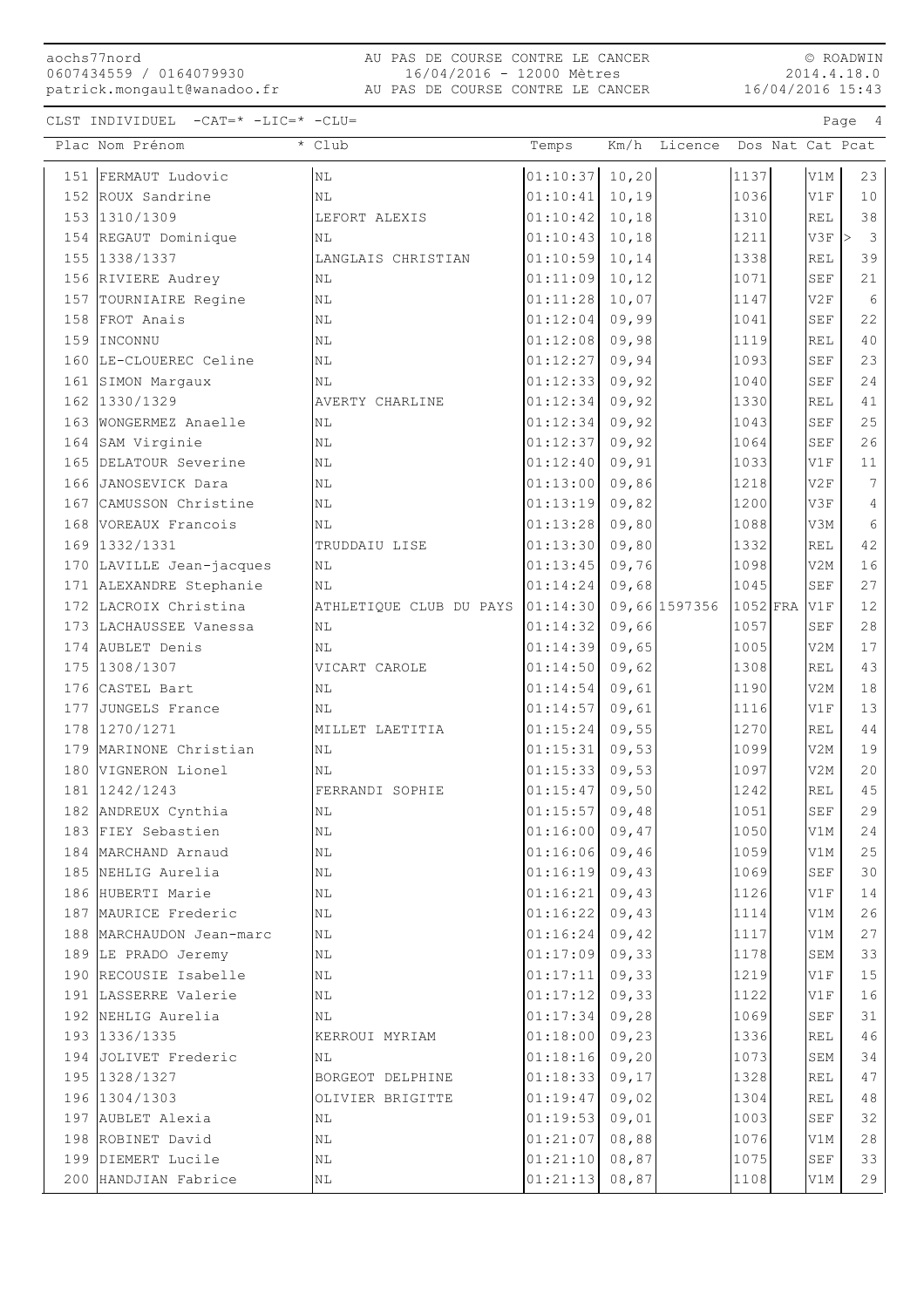CLST INDIVIDUEL -CAT=* -LIC=* -CLU=

| Plac | Nom Prénom | * Club | Temps | Km/h | Licence | Dos | Nat | Cat | Pcat |
|---|---|---|---|---|---|---|---|---|---|
| 151 | FERMAUT Ludovic | NL | 01:10:37 | 10,20 | | 1137 | | V1M | 23 |
| 152 | ROUX Sandrine | NL | 01:10:41 | 10,19 | | 1036 | | V1F | 10 |
| 153 | 1310/1309 | LEFORT ALEXIS | 01:10:42 | 10,18 | | 1310 | | REL | 38 |
| 154 | REGAUT Dominique | NL | 01:10:43 | 10,18 | | 1211 | | V3F | > 3 |
| 155 | 1338/1337 | LANGLAIS CHRISTIAN | 01:10:59 | 10,14 | | 1338 | | REL | 39 |
| 156 | RIVIERE Audrey | NL | 01:11:09 | 10,12 | | 1071 | | SEF | 21 |
| 157 | TOURNIAIRE Regine | NL | 01:11:28 | 10,07 | | 1147 | | V2F | 6 |
| 158 | FROT Anais | NL | 01:12:04 | 09,99 | | 1041 | | SEF | 22 |
| 159 | INCONNU | NL | 01:12:08 | 09,98 | | 1119 | | REL | 40 |
| 160 | LE-CLOUEREC Celine | NL | 01:12:27 | 09,94 | | 1093 | | SEF | 23 |
| 161 | SIMON Margaux | NL | 01:12:33 | 09,92 | | 1040 | | SEF | 24 |
| 162 | 1330/1329 | AVERTY CHARLINE | 01:12:34 | 09,92 | | 1330 | | REL | 41 |
| 163 | WONGERMEZ Anaelle | NL | 01:12:34 | 09,92 | | 1043 | | SEF | 25 |
| 164 | SAM Virginie | NL | 01:12:37 | 09,92 | | 1064 | | SEF | 26 |
| 165 | DELATOUR Severine | NL | 01:12:40 | 09,91 | | 1033 | | V1F | 11 |
| 166 | JANOSEVICK Dara | NL | 01:13:00 | 09,86 | | 1218 | | V2F | 7 |
| 167 | CAMUSSON Christine | NL | 01:13:19 | 09,82 | | 1200 | | V3F | 4 |
| 168 | VOREAUX Francois | NL | 01:13:28 | 09,80 | | 1088 | | V3M | 6 |
| 169 | 1332/1331 | TRUDDAIU LISE | 01:13:30 | 09,80 | | 1332 | | REL | 42 |
| 170 | LAVILLE Jean-jacques | NL | 01:13:45 | 09,76 | | 1098 | | V2M | 16 |
| 171 | ALEXANDRE Stephanie | NL | 01:14:24 | 09,68 | | 1045 | | SEF | 27 |
| 172 | LACROIX Christina | ATHLETIQUE CLUB DU PAYS | 01:14:30 | 09,66 | 1597356 | 1052 | FRA | V1F | 12 |
| 173 | LACHAUSSEE Vanessa | NL | 01:14:32 | 09,66 | | 1057 | | SEF | 28 |
| 174 | AUBLET Denis | NL | 01:14:39 | 09,65 | | 1005 | | V2M | 17 |
| 175 | 1308/1307 | VICART CAROLE | 01:14:50 | 09,62 | | 1308 | | REL | 43 |
| 176 | CASTEL Bart | NL | 01:14:54 | 09,61 | | 1190 | | V2M | 18 |
| 177 | JUNGELS France | NL | 01:14:57 | 09,61 | | 1116 | | V1F | 13 |
| 178 | 1270/1271 | MILLET LAETITIA | 01:15:24 | 09,55 | | 1270 | | REL | 44 |
| 179 | MARINONE Christian | NL | 01:15:31 | 09,53 | | 1099 | | V2M | 19 |
| 180 | VIGNERON Lionel | NL | 01:15:33 | 09,53 | | 1097 | | V2M | 20 |
| 181 | 1242/1243 | FERRANDI SOPHIE | 01:15:47 | 09,50 | | 1242 | | REL | 45 |
| 182 | ANDREUX Cynthia | NL | 01:15:57 | 09,48 | | 1051 | | SEF | 29 |
| 183 | FIEY Sebastien | NL | 01:16:00 | 09,47 | | 1050 | | V1M | 24 |
| 184 | MARCHAND Arnaud | NL | 01:16:06 | 09,46 | | 1059 | | V1M | 25 |
| 185 | NEHLIG Aurelia | NL | 01:16:19 | 09,43 | | 1069 | | SEF | 30 |
| 186 | HUBERTI Marie | NL | 01:16:21 | 09,43 | | 1126 | | V1F | 14 |
| 187 | MAURICE Frederic | NL | 01:16:22 | 09,43 | | 1114 | | V1M | 26 |
| 188 | MARCHAUDON Jean-marc | NL | 01:16:24 | 09,42 | | 1117 | | V1M | 27 |
| 189 | LE PRADO Jeremy | NL | 01:17:09 | 09,33 | | 1178 | | SEM | 33 |
| 190 | RECOUSIE Isabelle | NL | 01:17:11 | 09,33 | | 1219 | | V1F | 15 |
| 191 | LASSERRE Valerie | NL | 01:17:12 | 09,33 | | 1122 | | V1F | 16 |
| 192 | NEHLIG Aurelia | NL | 01:17:34 | 09,28 | | 1069 | | SEF | 31 |
| 193 | 1336/1335 | KERROUI MYRIAM | 01:18:00 | 09,23 | | 1336 | | REL | 46 |
| 194 | JOLIVET Frederic | NL | 01:18:16 | 09,20 | | 1073 | | SEM | 34 |
| 195 | 1328/1327 | BORGEOT DELPHINE | 01:18:33 | 09,17 | | 1328 | | REL | 47 |
| 196 | 1304/1303 | OLIVIER BRIGITTE | 01:19:47 | 09,02 | | 1304 | | REL | 48 |
| 197 | AUBLET Alexia | NL | 01:19:53 | 09,01 | | 1003 | | SEF | 32 |
| 198 | ROBINET David | NL | 01:21:07 | 08,88 | | 1076 | | V1M | 28 |
| 199 | DIEMERT Lucile | NL | 01:21:10 | 08,87 | | 1075 | | SEF | 33 |
| 200 | HANDJIAN Fabrice | NL | 01:21:13 | 08,87 | | 1108 | | V1M | 29 |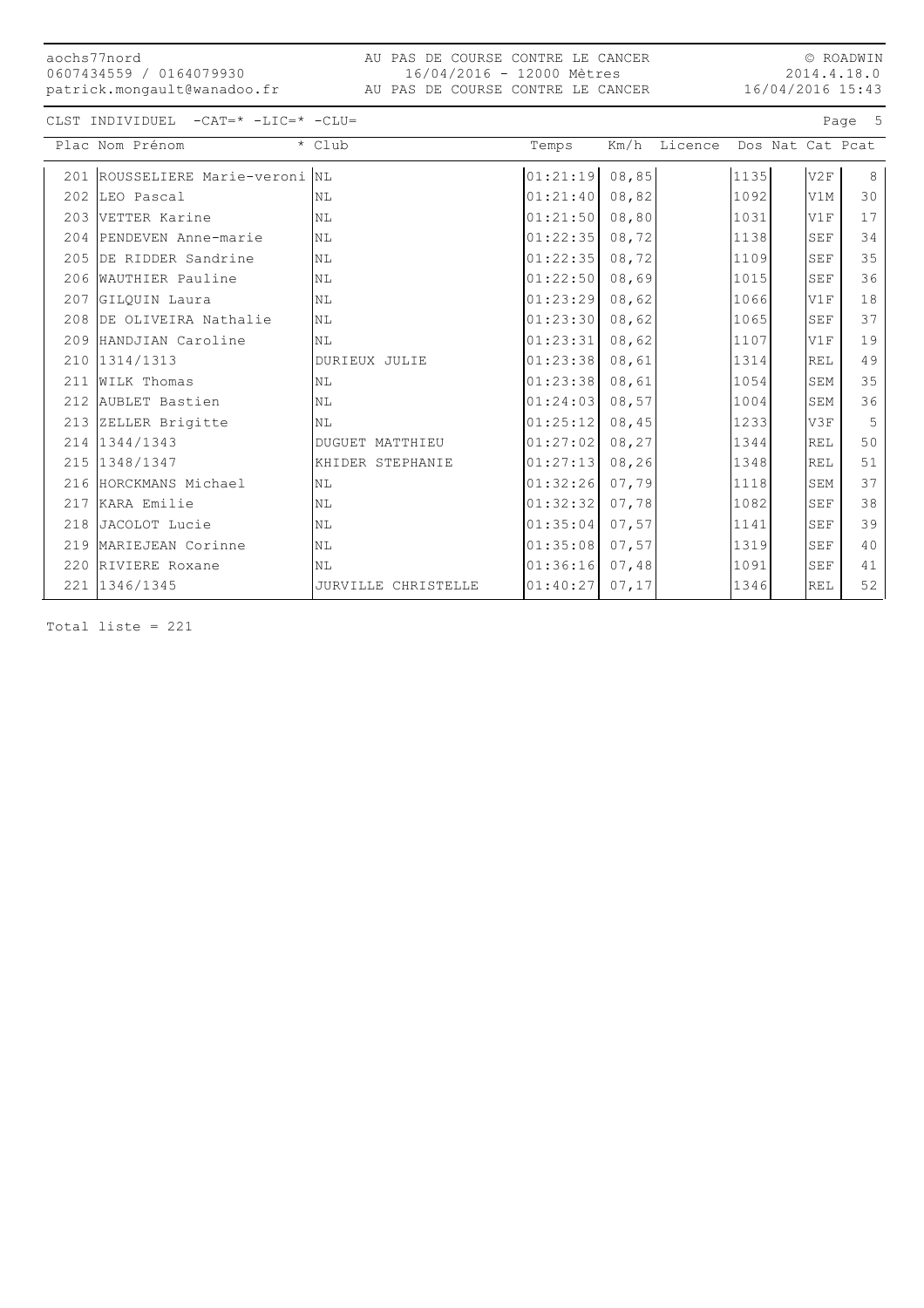CLST INDIVIDUEL -CAT=* -LIC=* -CLU=

| Plac | Nom Prénom | * Club | Temps | Km/h | Licence | Dos | Nat | Cat | Pcat |
|---|---|---|---|---|---|---|---|---|---|
| 201 | ROUSSELIERE Marie-veroni | NL | 01:21:19 | 08,85 | | 1135 | | V2F | 8 |
| 202 | LEO Pascal | NL | 01:21:40 | 08,82 | | 1092 | | V1M | 30 |
| 203 | VETTER Karine | NL | 01:21:50 | 08,80 | | 1031 | | V1F | 17 |
| 204 | PENDEVEN Anne-marie | NL | 01:22:35 | 08,72 | | 1138 | | SEF | 34 |
| 205 | DE RIDDER Sandrine | NL | 01:22:35 | 08,72 | | 1109 | | SEF | 35 |
| 206 | WAUTHIER Pauline | NL | 01:22:50 | 08,69 | | 1015 | | SEF | 36 |
| 207 | GILQUIN Laura | NL | 01:23:29 | 08,62 | | 1066 | | V1F | 18 |
| 208 | DE OLIVEIRA Nathalie | NL | 01:23:30 | 08,62 | | 1065 | | SEF | 37 |
| 209 | HANDJIAN Caroline | NL | 01:23:31 | 08,62 | | 1107 | | V1F | 19 |
| 210 | 1314/1313 | DURIEUX JULIE | 01:23:38 | 08,61 | | 1314 | | REL | 49 |
| 211 | WILK Thomas | NL | 01:23:38 | 08,61 | | 1054 | | SEM | 35 |
| 212 | AUBLET Bastien | NL | 01:24:03 | 08,57 | | 1004 | | SEM | 36 |
| 213 | ZELLER Brigitte | NL | 01:25:12 | 08,45 | | 1233 | | V3F | 5 |
| 214 | 1344/1343 | DUGUET MATTHIEU | 01:27:02 | 08,27 | | 1344 | | REL | 50 |
| 215 | 1348/1347 | KHIDER STEPHANIE | 01:27:13 | 08,26 | | 1348 | | REL | 51 |
| 216 | HORCKMANS Michael | NL | 01:32:26 | 07,79 | | 1118 | | SEM | 37 |
| 217 | KARA Emilie | NL | 01:32:32 | 07,78 | | 1082 | | SEF | 38 |
| 218 | JACOLOT Lucie | NL | 01:35:04 | 07,57 | | 1141 | | SEF | 39 |
| 219 | MARIEJEAN Corinne | NL | 01:35:08 | 07,57 | | 1319 | | SEF | 40 |
| 220 | RIVIERE Roxane | NL | 01:36:16 | 07,48 | | 1091 | | SEF | 41 |
| 221 | 1346/1345 | JURVILLE CHRISTELLE | 01:40:27 | 07,17 | | 1346 | | REL | 52 |

Total liste = 221